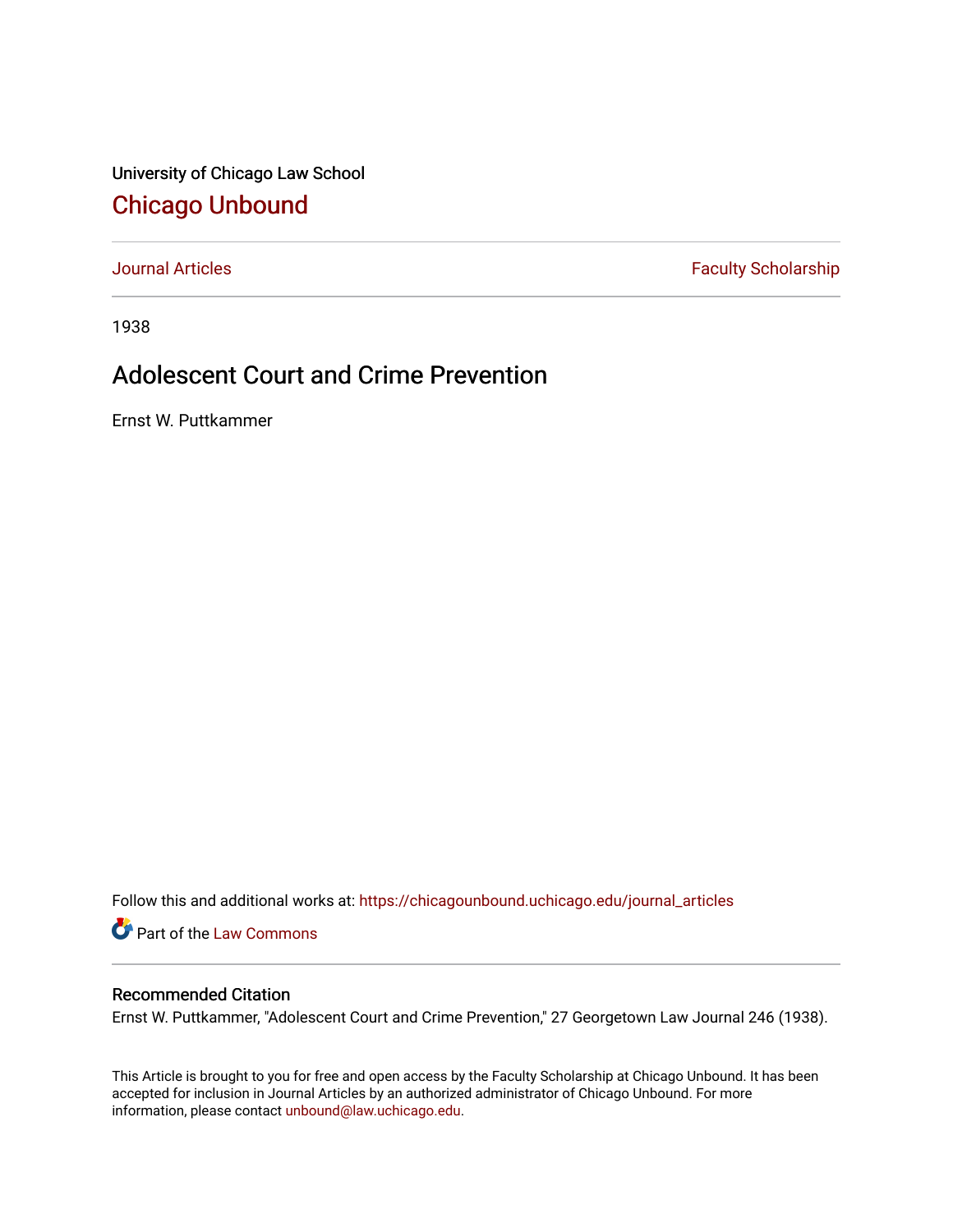University of Chicago Law School

## Chicago Unbound

Journal Articles | Faculty Scholarship

1938

# Adolescent Court and Crime Prevention

Ernst W. Puttkammer

Follow this and additional works at: https://chicagounbound.uchicago.edu/journal_articles

Part of the Law Commons

### Recommended Citation

Ernst W. Puttkammer, "Adolescent Court and Crime Prevention," 27 Georgetown Law Journal 246 (1938).

This Article is brought to you for free and open access by the Faculty Scholarship at Chicago Unbound. It has been accepted for inclusion in Journal Articles by an authorized administrator of Chicago Unbound. For more information, please contact unbound@law.uchicago.edu.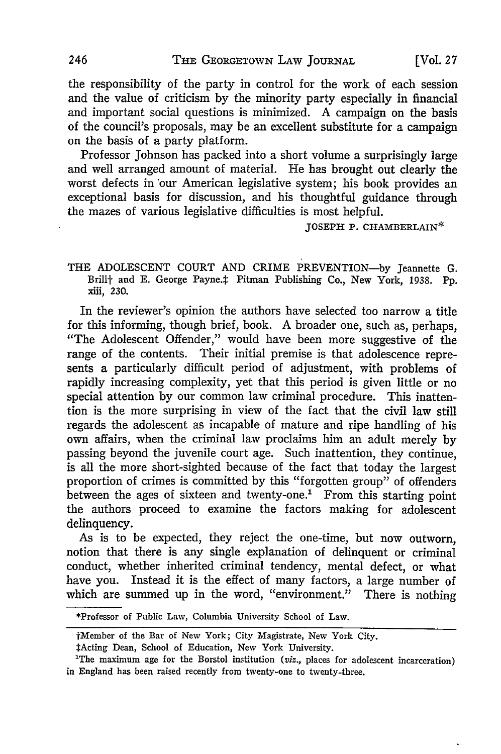the responsibility of the party in control for the work of each session and the value of criticism by the minority party especially in financial and important social questions is minimized. A campaign on the basis of the council's proposals, may be an excellent substitute for a campaign on the basis of a party platform.

Professor Johnson has packed into a short volume a surprisingly large and well arranged amount of material. He has brought out clearly the worst defects in our American legislative system; his book provides an exceptional basis for discussion, and his thoughtful guidance through the mazes of various legislative difficulties is most helpful.

JOSEPH P. CHAMBERLAIN*

THE ADOLESCENT COURT AND CRIME PREVENTION—by Jeannette G. Brill† and E. George Payne.‡ Pitman Publishing Co., New York, 1938. Pp. xiii, 230.

In the reviewer's opinion the authors have selected too narrow a title for this informing, though brief, book. A broader one, such as, perhaps, "The Adolescent Offender," would have been more suggestive of the range of the contents. Their initial premise is that adolescence represents a particularly difficult period of adjustment, with problems of rapidly increasing complexity, yet that this period is given little or no special attention by our common law criminal procedure. This inattention is the more surprising in view of the fact that the civil law still regards the adolescent as incapable of mature and ripe handling of his own affairs, when the criminal law proclaims him an adult merely by passing beyond the juvenile court age. Such inattention, they continue, is all the more short-sighted because of the fact that today the largest proportion of crimes is committed by this "forgotten group" of offenders between the ages of sixteen and twenty-one.[1] From this starting point the authors proceed to examine the factors making for adolescent delinquency.

As is to be expected, they reject the one-time, but now outworn, notion that there is any single explanation of delinquent or criminal conduct, whether inherited criminal tendency, mental defect, or what have you. Instead it is the effect of many factors, a large number of which are summed up in the word, "environment." There is nothing

*Professor of Public Law, Columbia University School of Law.

†Member of the Bar of New York; City Magistrate, New York City.

‡Acting Dean, School of Education, New York University.

[1]The maximum age for the Borstol institution (*viz.*, places for adolescent incarceration) in England has been raised recently from twenty-one to twenty-three.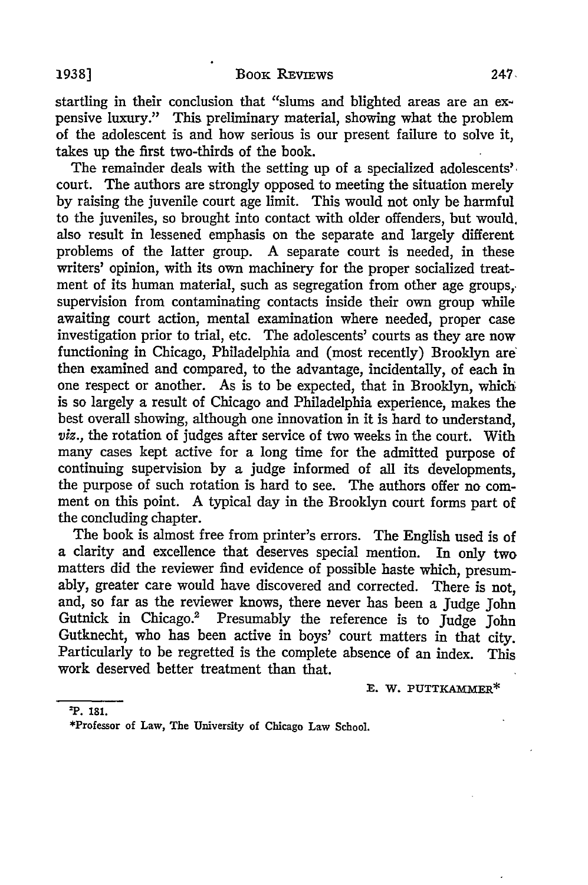startling in their conclusion that "slums and blighted areas are an expensive luxury." This preliminary material, showing what the problem of the adolescent is and how serious is our present failure to solve it, takes up the first two-thirds of the book.

The remainder deals with the setting up of a specialized adolescents' court. The authors are strongly opposed to meeting the situation merely by raising the juvenile court age limit. This would not only be harmful to the juveniles, so brought into contact with older offenders, but would also result in lessened emphasis on the separate and largely different problems of the latter group. A separate court is needed, in these writers' opinion, with its own machinery for the proper socialized treatment of its human material, such as segregation from other age groups, supervision from contaminating contacts inside their own group while awaiting court action, mental examination where needed, proper case investigation prior to trial, etc. The adolescents' courts as they are now functioning in Chicago, Philadelphia and (most recently) Brooklyn are then examined and compared, to the advantage, incidentally, of each in one respect or another. As is to be expected, that in Brooklyn, which is so largely a result of Chicago and Philadelphia experience, makes the best overall showing, although one innovation in it is hard to understand, *viz.*, the rotation of judges after service of two weeks in the court. With many cases kept active for a long time for the admitted purpose of continuing supervision by a judge informed of all its developments, the purpose of such rotation is hard to see. The authors offer no comment on this point. A typical day in the Brooklyn court forms part of the concluding chapter.

The book is almost free from printer's errors. The English used is of a clarity and excellence that deserves special mention. In only two matters did the reviewer find evidence of possible haste which, presumably, greater care would have discovered and corrected. There is not, and, so far as the reviewer knows, there never has been a Judge John Gutnick in Chicago.[2] Presumably the reference is to Judge John Gutknecht, who has been active in boys' court matters in that city. Particularly to be regretted is the complete absence of an index. This work deserved better treatment than that.

E. W. PUTTKAMMER*

---

[2] P. 181.

*Professor of Law, The University of Chicago Law School.